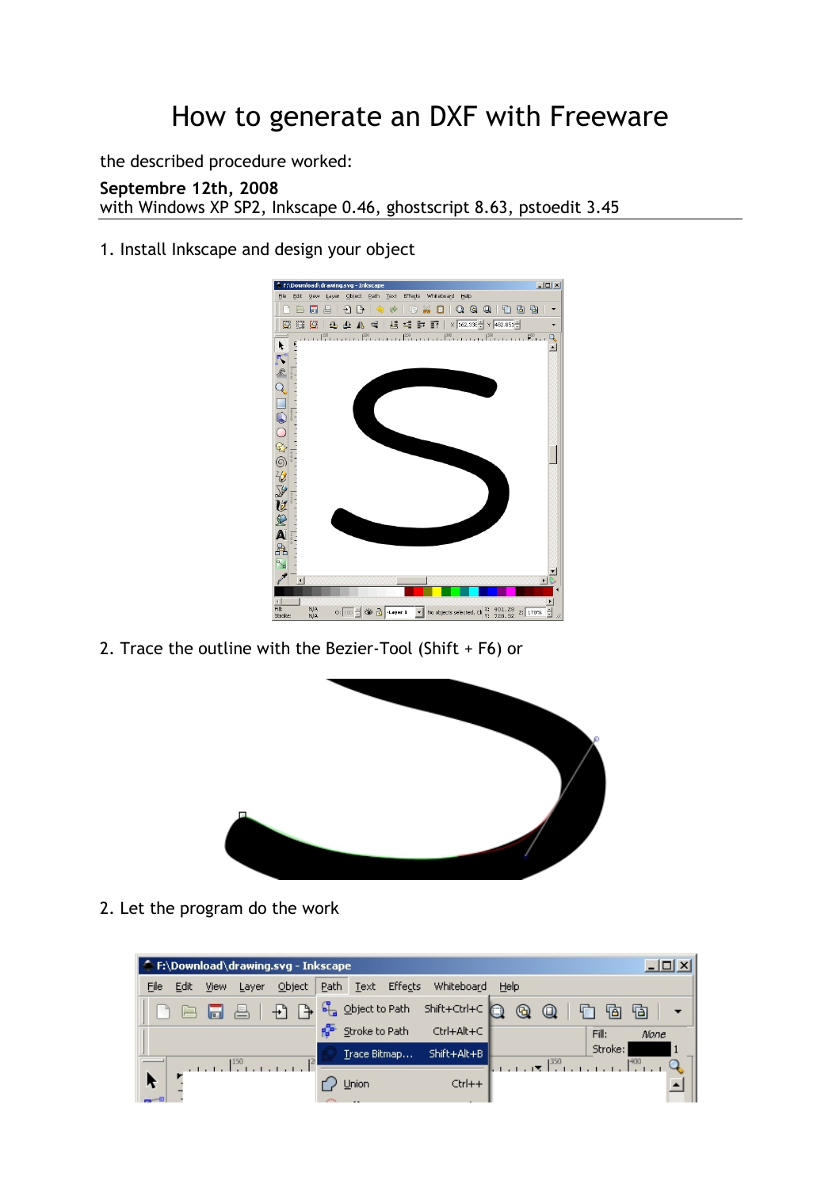# How to generate an DXF with Freeware

the described procedure worked:

**Septembre 12th, 2008**
with Windows XP SP2, Inkscape 0.46, ghostscript 8.63, pstoedit 3.45

1. Install Inkscape and design your object

2. Trace the outline with the Bezier-Tool (Shift + F6) or

2. Let the program do the work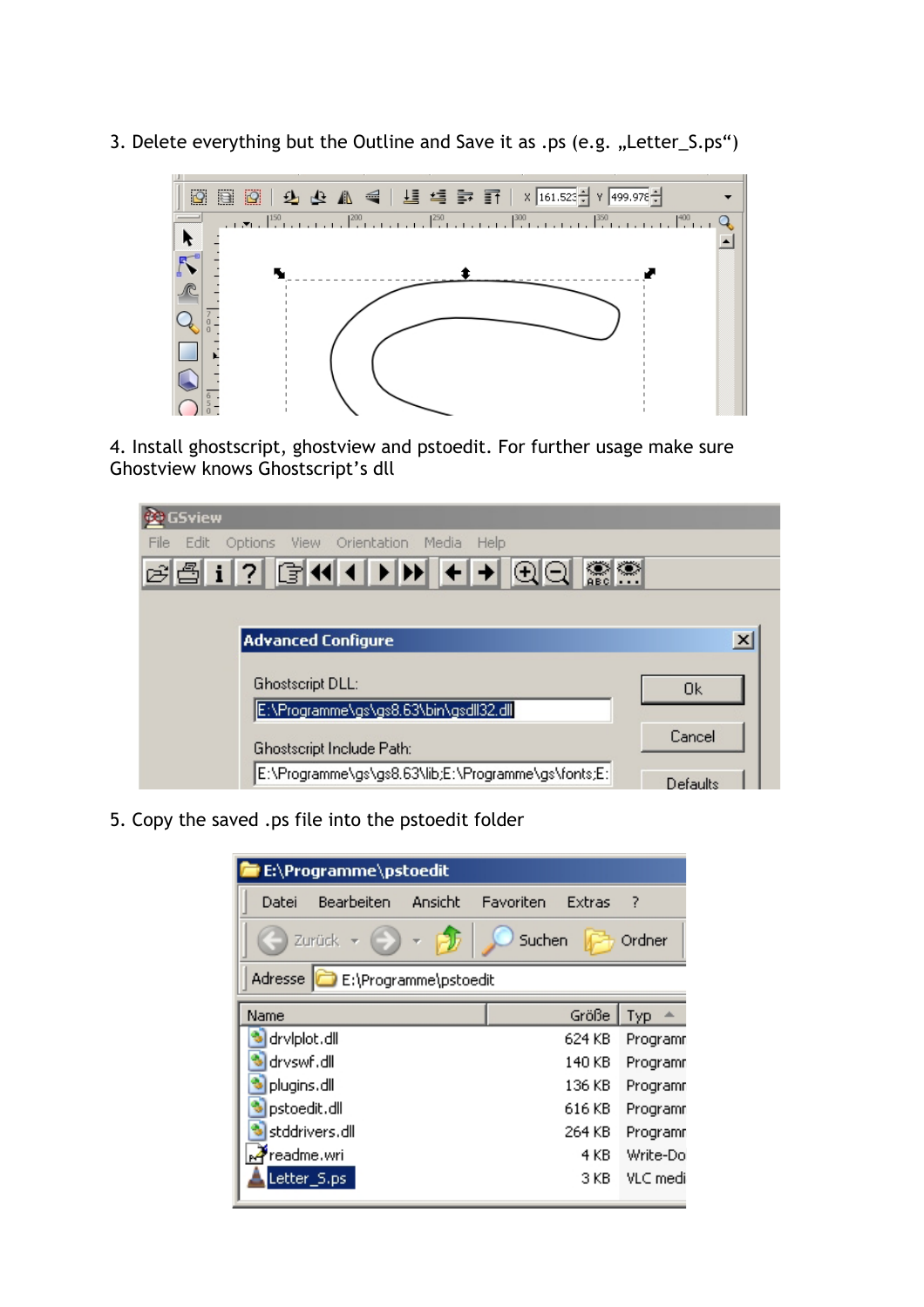3. Delete everything but the Outline and Save it as .ps (e.g. „Letter_S.ps“)

4. Install ghostscript, ghostview and pstoedit. For further usage make sure Ghostview knows Ghostscript’s dll

5. Copy the saved .ps file into the pstoedit folder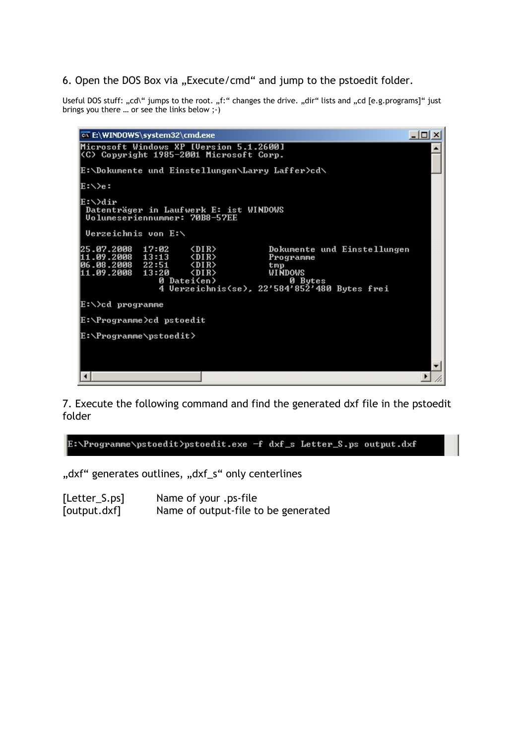6. Open the DOS Box via „Execute/cmd“ and jump to the pstoedit folder.

Useful DOS stuff: „cd\“ jumps to the root. „f:“ changes the drive. „dir“ lists and „cd [e.g.programs]“ just brings you there … or see the links below ;-)

```
E:\WINDOWS\system32\cmd.exe
Microsoft Windows XP [Version 5.1.2600]
(C) Copyright 1985-2001 Microsoft Corp.

E:\Dokumente und Einstellungen\Larry Laffer>cd\

E:\>e:

E:\>dir
 Datenträger in Laufwerk E: ist WINDOWS
 Volumeseriennummer: 70B8-57EE

 Verzeichnis von E:\

25.07.2008  17:02    <DIR>          Dokumente und Einstellungen
11.09.2008  13:13    <DIR>          Programme
06.08.2008  22:51    <DIR>          tmp
11.09.2008  13:20    <DIR>          WINDOWS
               0 Datei(en)              0 Bytes
               4 Verzeichnis(se), 22'584'852'480 Bytes frei

E:\>cd programme

E:\Programme>cd pstoedit

E:\Programme\pstoedit>
```

7. Execute the following command and find the generated dxf file in the pstoedit folder

```
E:\Programme\pstoedit>pstoedit.exe -f dxf_s Letter_S.ps output.dxf
```

„dxf“ generates outlines, „dxf_s“ only centerlines

[Letter_S.ps] Name of your .ps-file
[output.dxf] Name of output-file to be generated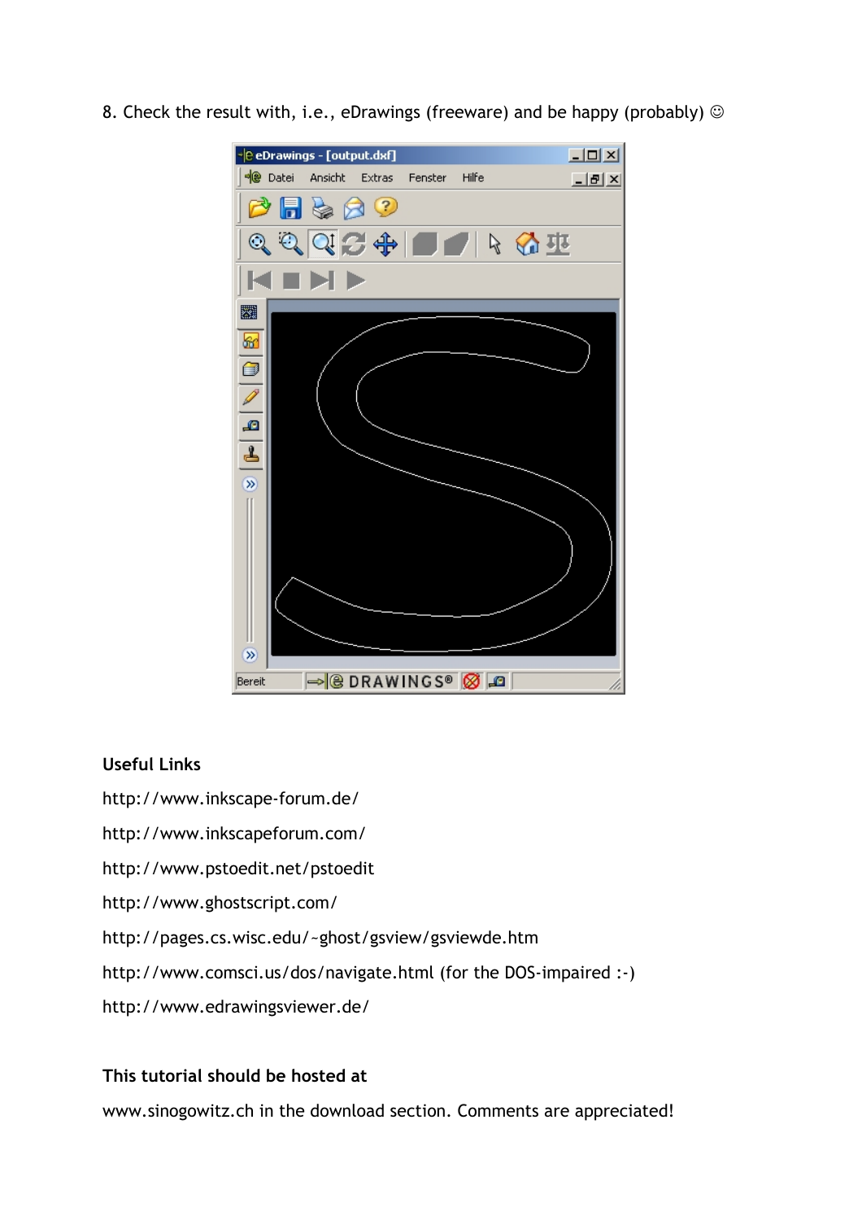8. Check the result with, i.e., eDrawings (freeware) and be happy (probably) ☺

**Useful Links**

http://www.inkscape-forum.de/

http://www.inkscapeforum.com/

http://www.pstoedit.net/pstoedit

http://www.ghostscript.com/

http://pages.cs.wisc.edu/~ghost/gsview/gsviewde.htm

http://www.comsci.us/dos/navigate.html (for the DOS-impaired :-)

http://www.edrawingsviewer.de/

**This tutorial should be hosted at**

www.sinogowitz.ch in the download section. Comments are appreciated!